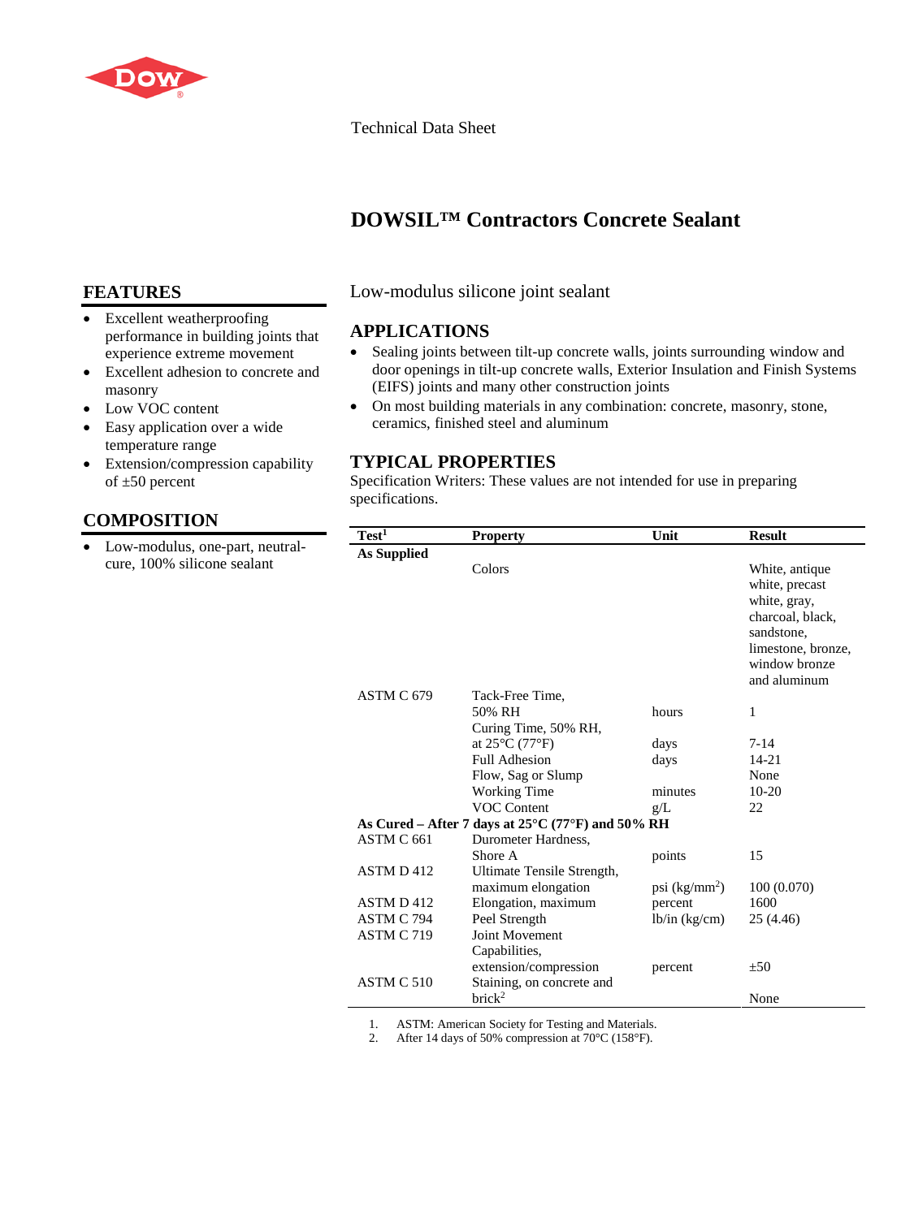Technical Data Sheet

# DOWSIL™ Contractors Concrete Sealant

Low-modulus silicone joint sealant

## FEATURES

- Excellent weatherproofing performance in building joints that experience extreme movement
- Excellent adhesion to concrete and masonry
- Low VOC content
- Easy application over a wide temperature range
- Extension/compression capability of ±50 percent

## COMPOSITION

- Low-modulus, one-part, neutral-cure, 100% silicone sealant

## APPLICATIONS

- Sealing joints between tilt-up concrete walls, joints surrounding window and door openings in tilt-up concrete walls, Exterior Insulation and Finish Systems (EIFS) joints and many other construction joints
- On most building materials in any combination: concrete, masonry, stone, ceramics, finished steel and aluminum

## TYPICAL PROPERTIES

Specification Writers: These values are not intended for use in preparing specifications.

| Test[1] | Property | Unit | Result |
|---|---|---|---|
| **As Supplied** | | | |
| | Colors | | White, antique white, precast white, gray, charcoal, black, sandstone, limestone, bronze, window bronze and aluminum |
| ASTM C 679 | Tack-Free Time, 50% RH | hours | 1 |
| | Curing Time, 50% RH, at 25°C (77°F) | days | 7-14 |
| | Full Adhesion | days | 14-21 |
| | Flow, Sag or Slump | | None |
| | Working Time | minutes | 10-20 |
| | VOC Content | g/L | 22 |
| **As Cured – After 7 days at 25°C (77°F) and 50% RH** | | | |
| ASTM C 661 | Durometer Hardness, Shore A | points | 15 |
| ASTM D 412 | Ultimate Tensile Strength, maximum elongation | psi (kg/mm$^2$) | 100 (0.070) |
| ASTM D 412 | Elongation, maximum | percent | 1600 |
| ASTM C 794 | Peel Strength | lb/in (kg/cm) | 25 (4.46) |
| ASTM C 719 | Joint Movement Capabilities, extension/compression | percent | ±50 |
| ASTM C 510 | Staining, on concrete and brick[2] | | None |

1. ASTM: American Society for Testing and Materials.
2. After 14 days of 50% compression at 70°C (158°F).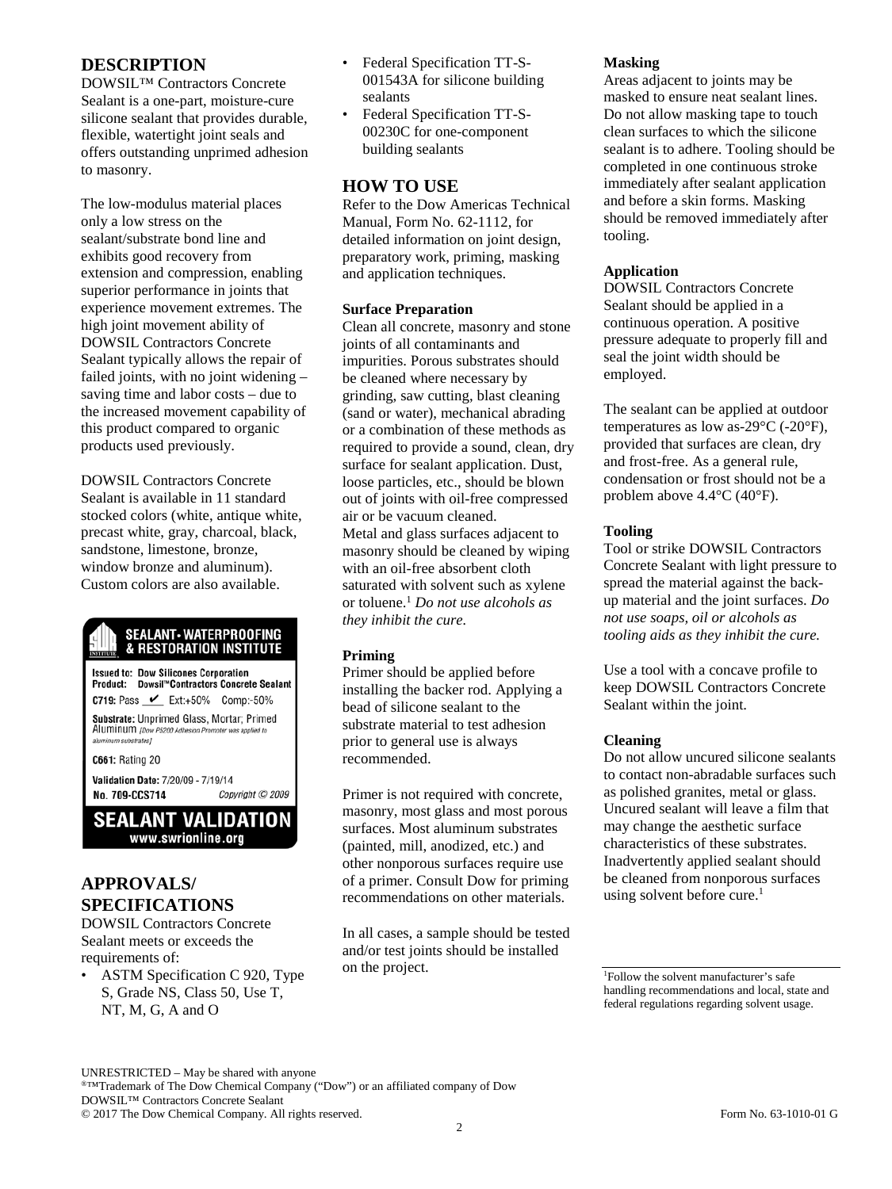## DESCRIPTION

DOWSIL™ Contractors Concrete Sealant is a one-part, moisture-cure silicone sealant that provides durable, flexible, watertight joint seals and offers outstanding unprimed adhesion to masonry.

The low-modulus material places only a low stress on the sealant/substrate bond line and exhibits good recovery from extension and compression, enabling superior performance in joints that experience movement extremes. The high joint movement ability of DOWSIL Contractors Concrete Sealant typically allows the repair of failed joints, with no joint widening – saving time and labor costs – due to the increased movement capability of this product compared to organic products used previously.

DOWSIL Contractors Concrete Sealant is available in 11 standard stocked colors (white, antique white, precast white, gray, charcoal, black, sandstone, limestone, bronze, window bronze and aluminum). Custom colors are also available.

SEALANT • WATERPROOFING & RESTORATION INSTITUTE

Issued to: Dow Silicones Corporation
Product: Dowsil™Contractors Concrete Sealant
C719: Pass ✔ Ext:+50% Comp:-50%
Substrate: Unprimed Glass, Mortar; Primed Aluminum [Dow P5200 Adhesion Promoter was applied to aluminum substrates]
C661: Rating 20
Validation Date: 7/20/09 - 7/19/14
No. 709-CCS714 Copyright © 2009

SEALANT VALIDATION
www.swrionline.org

## APPROVALS/ SPECIFICATIONS

DOWSIL Contractors Concrete Sealant meets or exceeds the requirements of:

- ASTM Specification C 920, Type S, Grade NS, Class 50, Use T, NT, M, G, A and O
- Federal Specification TT-S-001543A for silicone building sealants
- Federal Specification TT-S-00230C for one-component building sealants

## HOW TO USE

Refer to the Dow Americas Technical Manual, Form No. 62-1112, for detailed information on joint design, preparatory work, priming, masking and application techniques.

**Surface Preparation**

Clean all concrete, masonry and stone joints of all contaminants and impurities. Porous substrates should be cleaned where necessary by grinding, saw cutting, blast cleaning (sand or water), mechanical abrading or a combination of these methods as required to provide a sound, clean, dry surface for sealant application. Dust, loose particles, etc., should be blown out of joints with oil-free compressed air or be vacuum cleaned.
Metal and glass surfaces adjacent to masonry should be cleaned by wiping with an oil-free absorbent cloth saturated with solvent such as xylene or toluene.[1] *Do not use alcohols as they inhibit the cure.*

**Priming**

Primer should be applied before installing the backer rod. Applying a bead of silicone sealant to the substrate material to test adhesion prior to general use is always recommended.

Primer is not required with concrete, masonry, most glass and most porous surfaces. Most aluminum substrates (painted, mill, anodized, etc.) and other nonporous surfaces require use of a primer. Consult Dow for priming recommendations on other materials.

In all cases, a sample should be tested and/or test joints should be installed on the project.

**Masking**

Areas adjacent to joints may be masked to ensure neat sealant lines. Do not allow masking tape to touch clean surfaces to which the silicone sealant is to adhere. Tooling should be completed in one continuous stroke immediately after sealant application and before a skin forms. Masking should be removed immediately after tooling.

**Application**

DOWSIL Contractors Concrete Sealant should be applied in a continuous operation. A positive pressure adequate to properly fill and seal the joint width should be employed.

The sealant can be applied at outdoor temperatures as low as-29°C (-20°F), provided that surfaces are clean, dry and frost-free. As a general rule, condensation or frost should not be a problem above 4.4°C (40°F).

**Tooling**

Tool or strike DOWSIL Contractors Concrete Sealant with light pressure to spread the material against the back-up material and the joint surfaces. *Do not use soaps, oil or alcohols as tooling aids as they inhibit the cure.*

Use a tool with a concave profile to keep DOWSIL Contractors Concrete Sealant within the joint.

**Cleaning**

Do not allow uncured silicone sealants to contact non-abradable surfaces such as polished granites, metal or glass. Uncured sealant will leave a film that may change the aesthetic surface characteristics of these substrates. Inadvertently applied sealant should be cleaned from nonporous surfaces using solvent before cure.[1]

[1]Follow the solvent manufacturer's safe handling recommendations and local, state and federal regulations regarding solvent usage.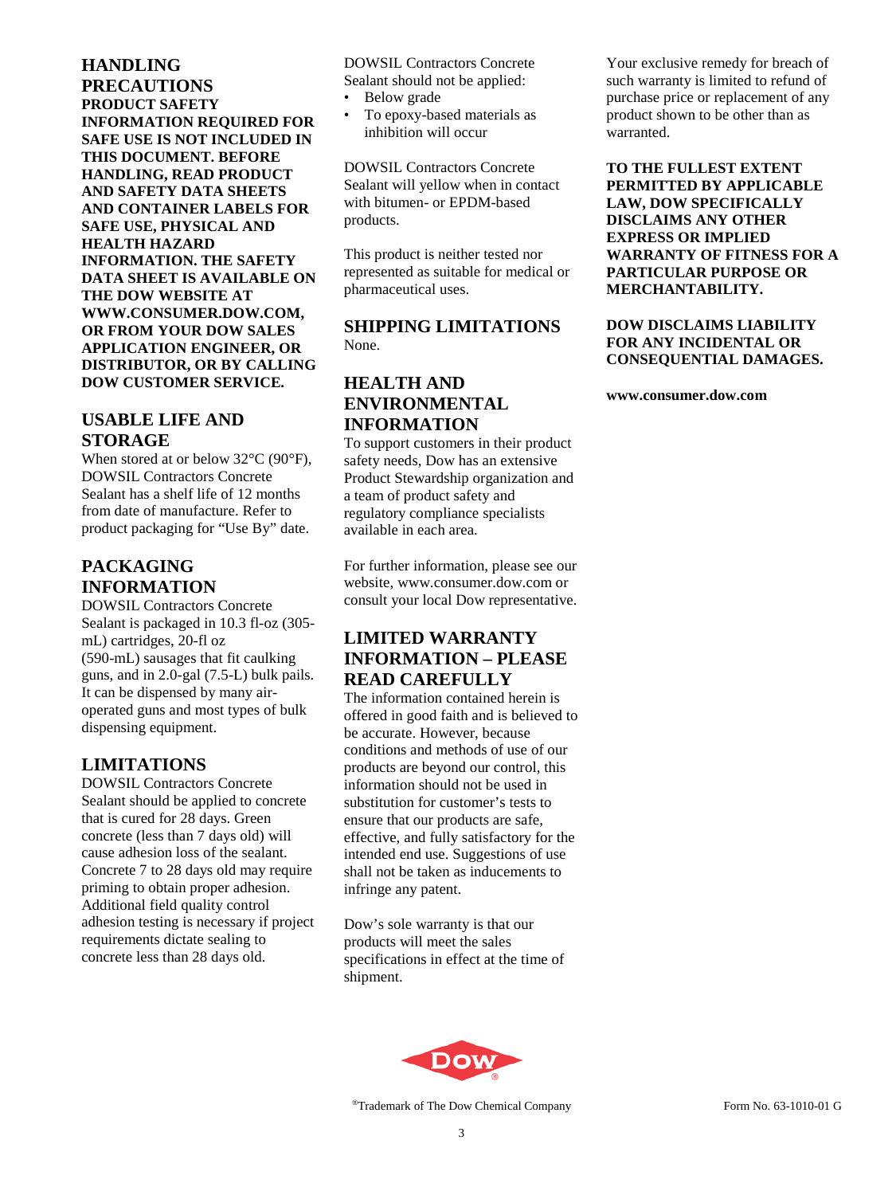## HANDLING PRECAUTIONS

**PRODUCT SAFETY INFORMATION REQUIRED FOR SAFE USE IS NOT INCLUDED IN THIS DOCUMENT. BEFORE HANDLING, READ PRODUCT AND SAFETY DATA SHEETS AND CONTAINER LABELS FOR SAFE USE, PHYSICAL AND HEALTH HAZARD INFORMATION. THE SAFETY DATA SHEET IS AVAILABLE ON THE DOW WEBSITE AT WWW.CONSUMER.DOW.COM, OR FROM YOUR DOW SALES APPLICATION ENGINEER, OR DISTRIBUTOR, OR BY CALLING DOW CUSTOMER SERVICE.**

## USABLE LIFE AND STORAGE

When stored at or below 32°C (90°F), DOWSIL Contractors Concrete Sealant has a shelf life of 12 months from date of manufacture. Refer to product packaging for "Use By" date.

## PACKAGING INFORMATION

DOWSIL Contractors Concrete Sealant is packaged in 10.3 fl-oz (305-mL) cartridges, 20-fl oz (590-mL) sausages that fit caulking guns, and in 2.0-gal (7.5-L) bulk pails. It can be dispensed by many air-operated guns and most types of bulk dispensing equipment.

## LIMITATIONS

DOWSIL Contractors Concrete Sealant should be applied to concrete that is cured for 28 days. Green concrete (less than 7 days old) will cause adhesion loss of the sealant. Concrete 7 to 28 days old may require priming to obtain proper adhesion. Additional field quality control adhesion testing is necessary if project requirements dictate sealing to concrete less than 28 days old.

DOWSIL Contractors Concrete Sealant should not be applied:

- Below grade
- To epoxy-based materials as inhibition will occur

DOWSIL Contractors Concrete Sealant will yellow when in contact with bitumen- or EPDM-based products.

This product is neither tested nor represented as suitable for medical or pharmaceutical uses.

## SHIPPING LIMITATIONS

None.

## HEALTH AND ENVIRONMENTAL INFORMATION

To support customers in their product safety needs, Dow has an extensive Product Stewardship organization and a team of product safety and regulatory compliance specialists available in each area.

For further information, please see our website, www.consumer.dow.com or consult your local Dow representative.

## LIMITED WARRANTY INFORMATION – PLEASE READ CAREFULLY

The information contained herein is offered in good faith and is believed to be accurate. However, because conditions and methods of use of our products are beyond our control, this information should not be used in substitution for customer's tests to ensure that our products are safe, effective, and fully satisfactory for the intended end use. Suggestions of use shall not be taken as inducements to infringe any patent.

Dow's sole warranty is that our products will meet the sales specifications in effect at the time of shipment.

Your exclusive remedy for breach of such warranty is limited to refund of purchase price or replacement of any product shown to be other than as warranted.

**TO THE FULLEST EXTENT PERMITTED BY APPLICABLE LAW, DOW SPECIFICALLY DISCLAIMS ANY OTHER EXPRESS OR IMPLIED WARRANTY OF FITNESS FOR A PARTICULAR PURPOSE OR MERCHANTABILITY.**

**DOW DISCLAIMS LIABILITY FOR ANY INCIDENTAL OR CONSEQUENTIAL DAMAGES.**

**www.consumer.dow.com**

®Trademark of The Dow Chemical Company

Form No. 63-1010-01 G